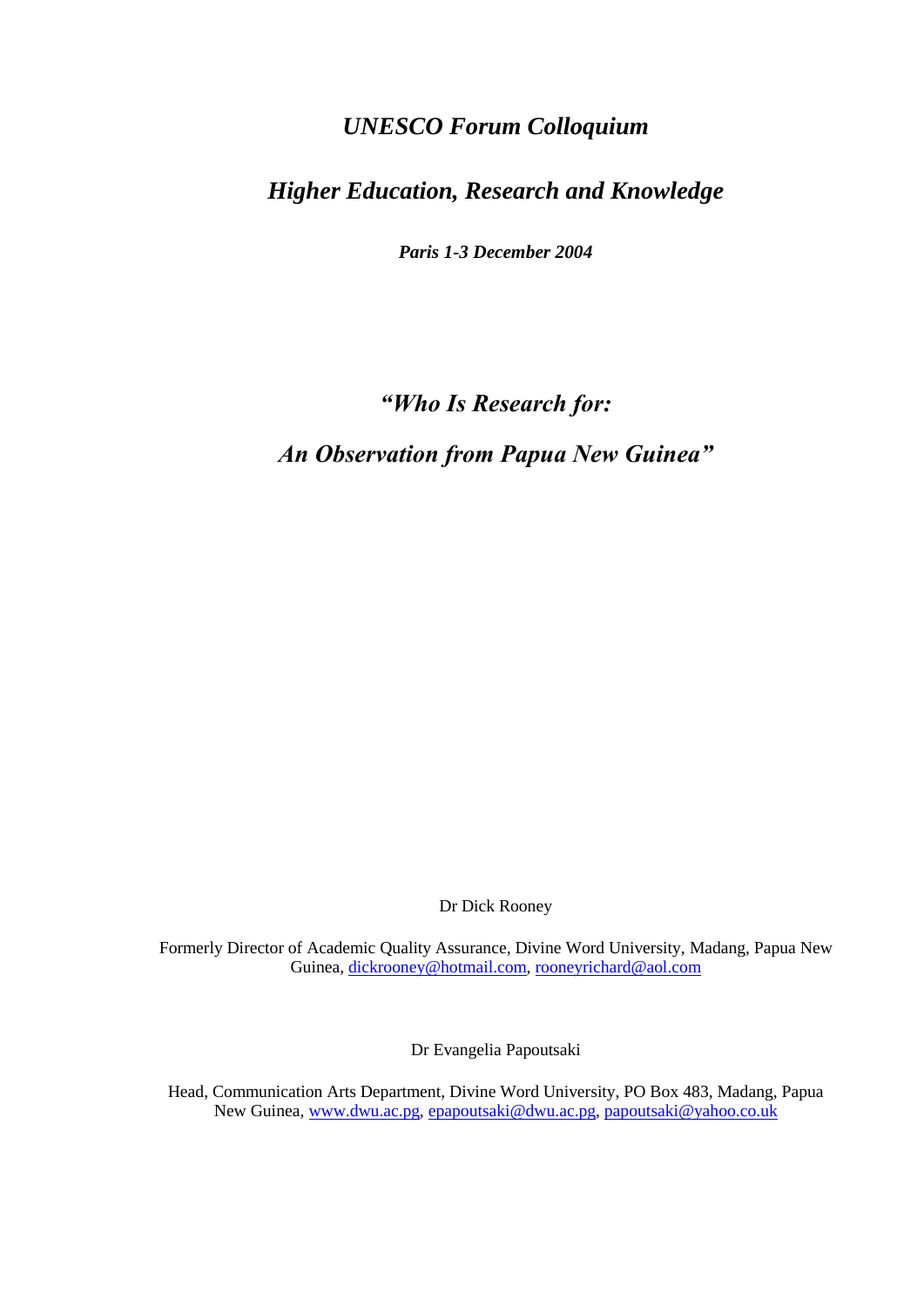*UNESCO Forum Colloquium*

# *Higher Education, Research and Knowledge*

***Paris 1-3 December 2004***

# *"Who Is Research for: An Observation from Papua New Guinea"*

Dr Dick Rooney

Formerly Director of Academic Quality Assurance, Divine Word University, Madang, Papua New Guinea, dickrooney@hotmail.com, rooneyrichard@aol.com

Dr Evangelia Papoutsaki

Head, Communication Arts Department, Divine Word University, PO Box 483, Madang, Papua New Guinea, www.dwu.ac.pg, epapoutsaki@dwu.ac.pg, papoutsaki@yahoo.co.uk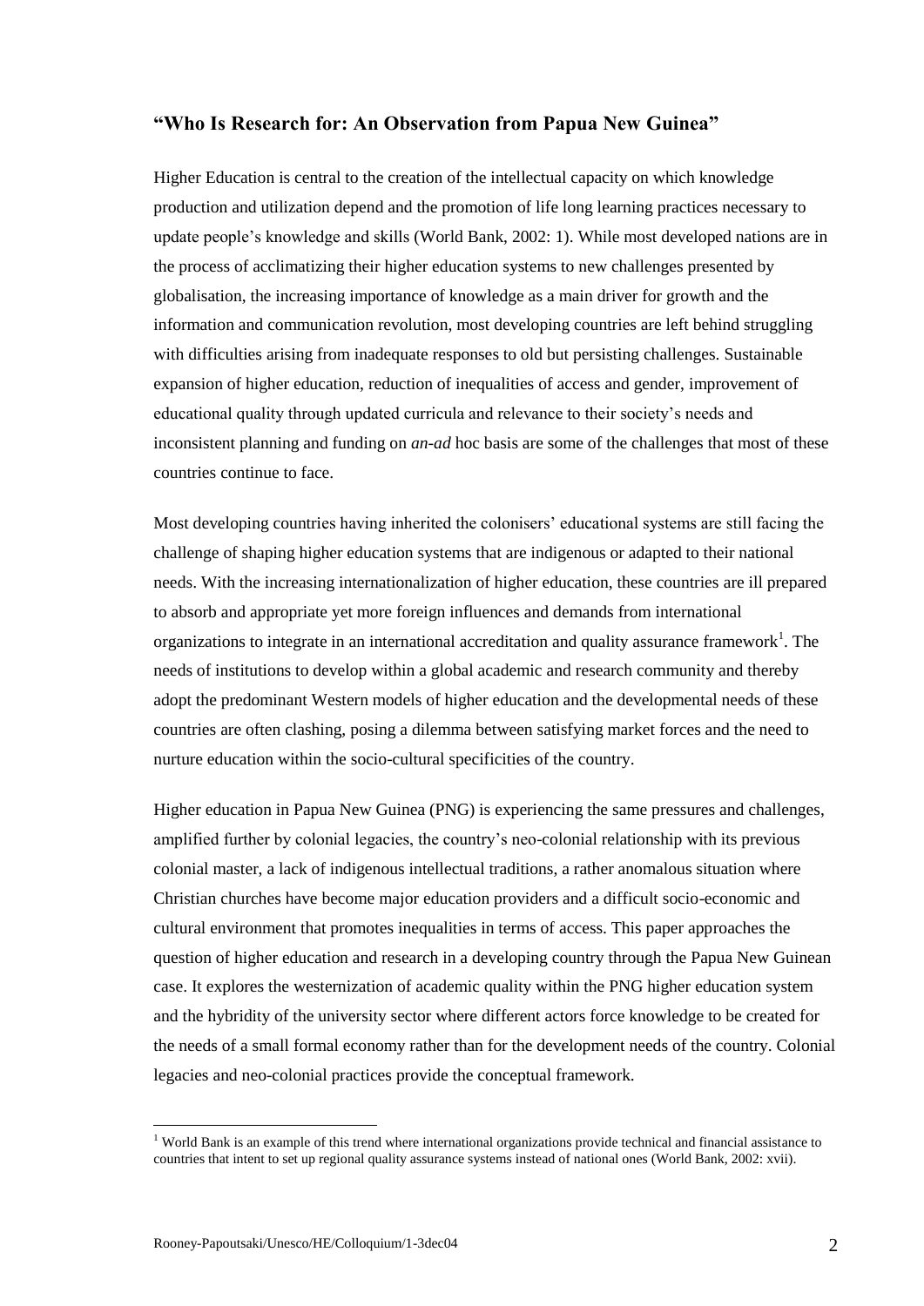## "Who Is Research for: An Observation from Papua New Guinea"

Higher Education is central to the creation of the intellectual capacity on which knowledge production and utilization depend and the promotion of life long learning practices necessary to update people's knowledge and skills (World Bank, 2002: 1). While most developed nations are in the process of acclimatizing their higher education systems to new challenges presented by globalisation, the increasing importance of knowledge as a main driver for growth and the information and communication revolution, most developing countries are left behind struggling with difficulties arising from inadequate responses to old but persisting challenges. Sustainable expansion of higher education, reduction of inequalities of access and gender, improvement of educational quality through updated curricula and relevance to their society's needs and inconsistent planning and funding on *an-ad* hoc basis are some of the challenges that most of these countries continue to face.

Most developing countries having inherited the colonisers' educational systems are still facing the challenge of shaping higher education systems that are indigenous or adapted to their national needs. With the increasing internationalization of higher education, these countries are ill prepared to absorb and appropriate yet more foreign influences and demands from international organizations to integrate in an international accreditation and quality assurance framework[1]. The needs of institutions to develop within a global academic and research community and thereby adopt the predominant Western models of higher education and the developmental needs of these countries are often clashing, posing a dilemma between satisfying market forces and the need to nurture education within the socio-cultural specificities of the country.

Higher education in Papua New Guinea (PNG) is experiencing the same pressures and challenges, amplified further by colonial legacies, the country's neo-colonial relationship with its previous colonial master, a lack of indigenous intellectual traditions, a rather anomalous situation where Christian churches have become major education providers and a difficult socio-economic and cultural environment that promotes inequalities in terms of access. This paper approaches the question of higher education and research in a developing country through the Papua New Guinean case. It explores the westernization of academic quality within the PNG higher education system and the hybridity of the university sector where different actors force knowledge to be created for the needs of a small formal economy rather than for the development needs of the country. Colonial legacies and neo-colonial practices provide the conceptual framework.

[1] World Bank is an example of this trend where international organizations provide technical and financial assistance to countries that intent to set up regional quality assurance systems instead of national ones (World Bank, 2002: xvii).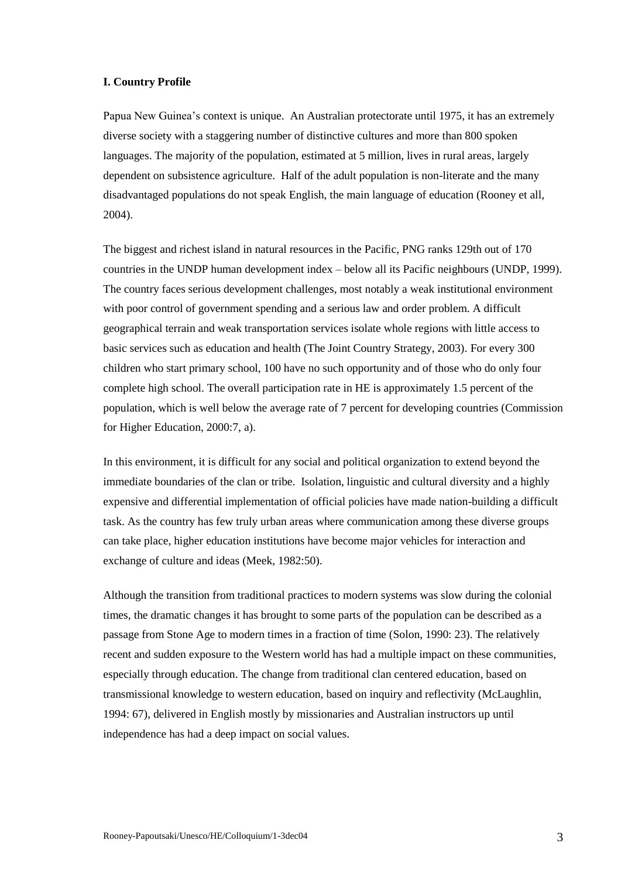**I. Country Profile**

Papua New Guinea's context is unique. An Australian protectorate until 1975, it has an extremely diverse society with a staggering number of distinctive cultures and more than 800 spoken languages. The majority of the population, estimated at 5 million, lives in rural areas, largely dependent on subsistence agriculture. Half of the adult population is non-literate and the many disadvantaged populations do not speak English, the main language of education (Rooney et all, 2004).

The biggest and richest island in natural resources in the Pacific, PNG ranks 129th out of 170 countries in the UNDP human development index – below all its Pacific neighbours (UNDP, 1999). The country faces serious development challenges, most notably a weak institutional environment with poor control of government spending and a serious law and order problem. A difficult geographical terrain and weak transportation services isolate whole regions with little access to basic services such as education and health (The Joint Country Strategy, 2003). For every 300 children who start primary school, 100 have no such opportunity and of those who do only four complete high school. The overall participation rate in HE is approximately 1.5 percent of the population, which is well below the average rate of 7 percent for developing countries (Commission for Higher Education, 2000:7, a).

In this environment, it is difficult for any social and political organization to extend beyond the immediate boundaries of the clan or tribe. Isolation, linguistic and cultural diversity and a highly expensive and differential implementation of official policies have made nation-building a difficult task. As the country has few truly urban areas where communication among these diverse groups can take place, higher education institutions have become major vehicles for interaction and exchange of culture and ideas (Meek, 1982:50).

Although the transition from traditional practices to modern systems was slow during the colonial times, the dramatic changes it has brought to some parts of the population can be described as a passage from Stone Age to modern times in a fraction of time (Solon, 1990: 23). The relatively recent and sudden exposure to the Western world has had a multiple impact on these communities, especially through education. The change from traditional clan centered education, based on transmissional knowledge to western education, based on inquiry and reflectivity (McLaughlin, 1994: 67), delivered in English mostly by missionaries and Australian instructors up until independence has had a deep impact on social values.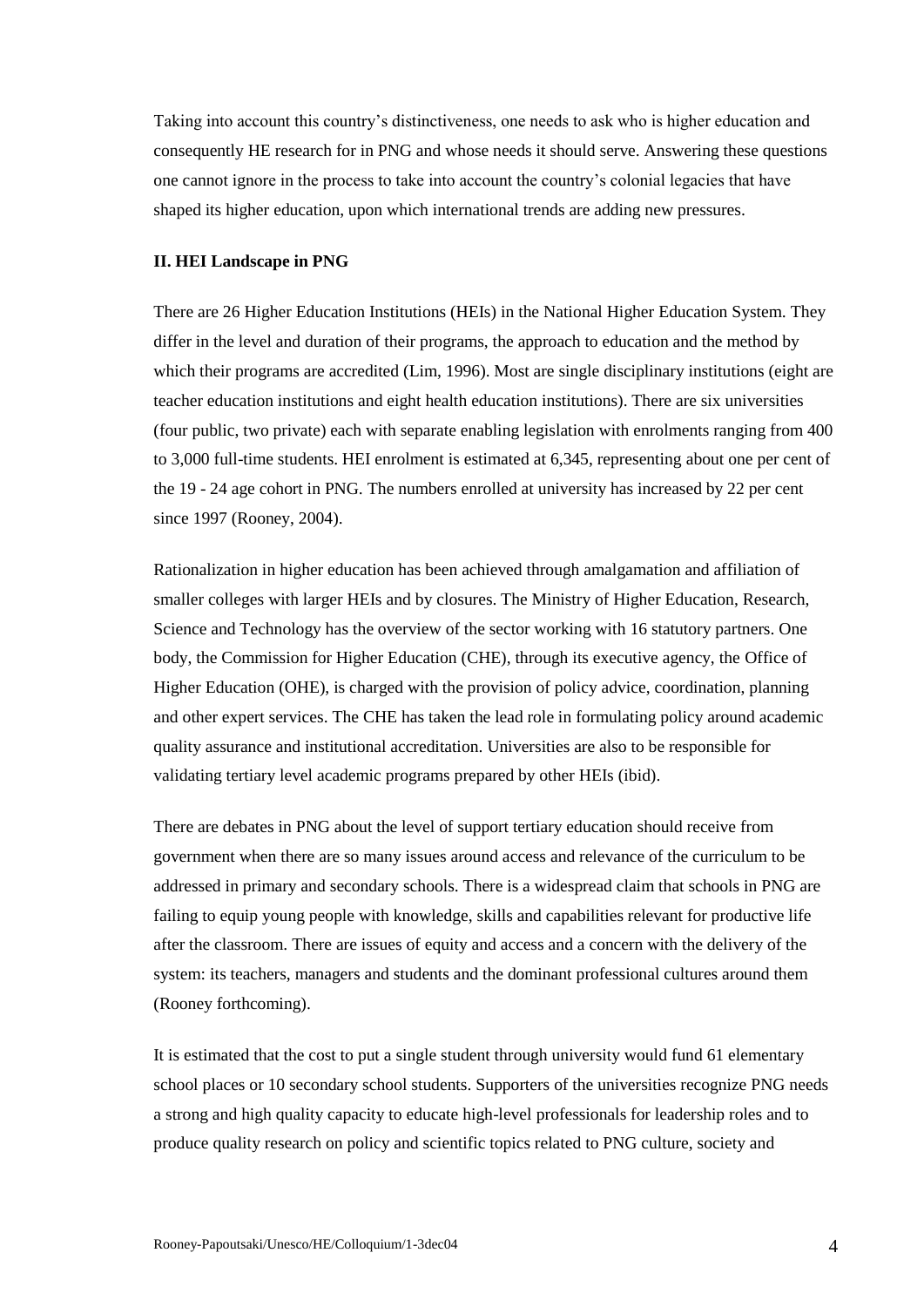Taking into account this country's distinctiveness, one needs to ask who is higher education and consequently HE research for in PNG and whose needs it should serve. Answering these questions one cannot ignore in the process to take into account the country's colonial legacies that have shaped its higher education, upon which international trends are adding new pressures.

## II. HEI Landscape in PNG

There are 26 Higher Education Institutions (HEIs) in the National Higher Education System. They differ in the level and duration of their programs, the approach to education and the method by which their programs are accredited (Lim, 1996). Most are single disciplinary institutions (eight are teacher education institutions and eight health education institutions). There are six universities (four public, two private) each with separate enabling legislation with enrolments ranging from 400 to 3,000 full-time students. HEI enrolment is estimated at 6,345, representing about one per cent of the 19 - 24 age cohort in PNG. The numbers enrolled at university has increased by 22 per cent since 1997 (Rooney, 2004).

Rationalization in higher education has been achieved through amalgamation and affiliation of smaller colleges with larger HEIs and by closures. The Ministry of Higher Education, Research, Science and Technology has the overview of the sector working with 16 statutory partners. One body, the Commission for Higher Education (CHE), through its executive agency, the Office of Higher Education (OHE), is charged with the provision of policy advice, coordination, planning and other expert services. The CHE has taken the lead role in formulating policy around academic quality assurance and institutional accreditation. Universities are also to be responsible for validating tertiary level academic programs prepared by other HEIs (ibid).

There are debates in PNG about the level of support tertiary education should receive from government when there are so many issues around access and relevance of the curriculum to be addressed in primary and secondary schools. There is a widespread claim that schools in PNG are failing to equip young people with knowledge, skills and capabilities relevant for productive life after the classroom. There are issues of equity and access and a concern with the delivery of the system: its teachers, managers and students and the dominant professional cultures around them (Rooney forthcoming).

It is estimated that the cost to put a single student through university would fund 61 elementary school places or 10 secondary school students. Supporters of the universities recognize PNG needs a strong and high quality capacity to educate high-level professionals for leadership roles and to produce quality research on policy and scientific topics related to PNG culture, society and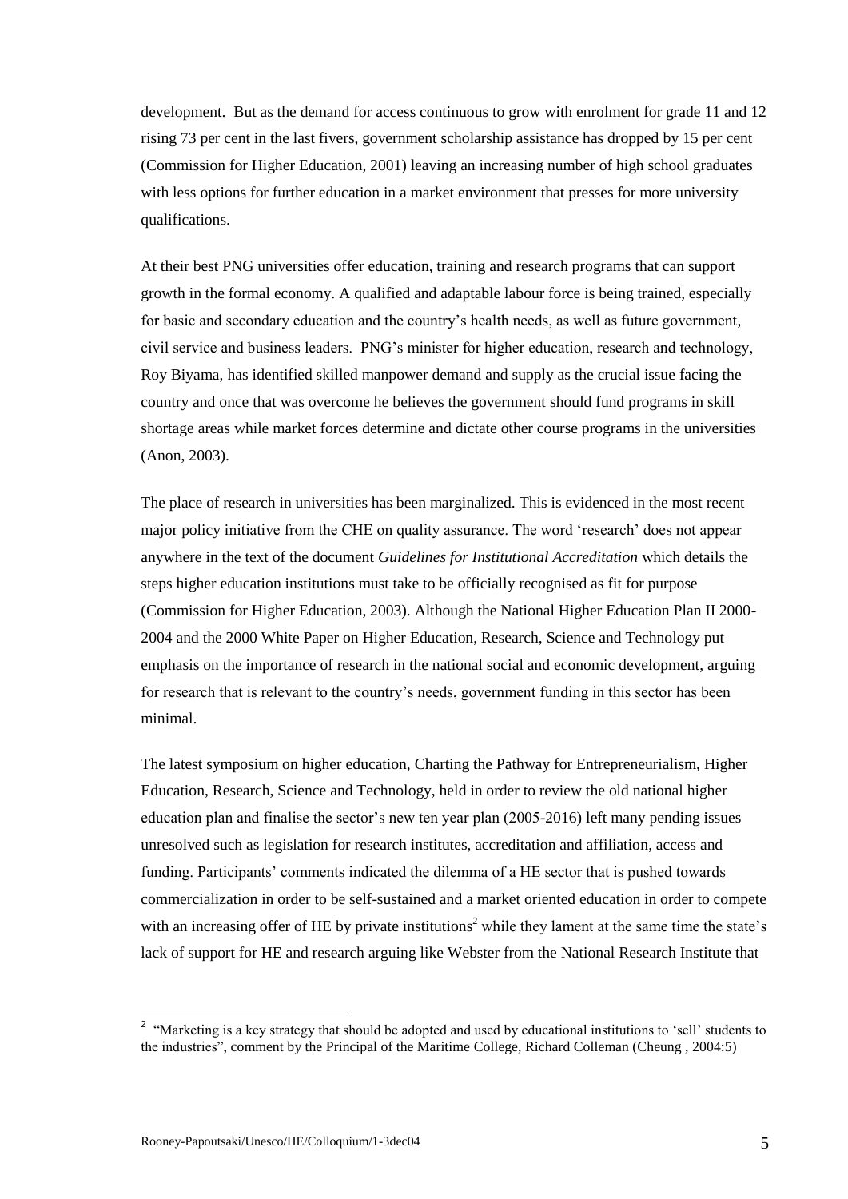development. But as the demand for access continuous to grow with enrolment for grade 11 and 12 rising 73 per cent in the last fivers, government scholarship assistance has dropped by 15 per cent (Commission for Higher Education, 2001) leaving an increasing number of high school graduates with less options for further education in a market environment that presses for more university qualifications.

At their best PNG universities offer education, training and research programs that can support growth in the formal economy. A qualified and adaptable labour force is being trained, especially for basic and secondary education and the country's health needs, as well as future government, civil service and business leaders. PNG's minister for higher education, research and technology, Roy Biyama, has identified skilled manpower demand and supply as the crucial issue facing the country and once that was overcome he believes the government should fund programs in skill shortage areas while market forces determine and dictate other course programs in the universities (Anon, 2003).

The place of research in universities has been marginalized. This is evidenced in the most recent major policy initiative from the CHE on quality assurance. The word 'research' does not appear anywhere in the text of the document *Guidelines for Institutional Accreditation* which details the steps higher education institutions must take to be officially recognised as fit for purpose (Commission for Higher Education, 2003). Although the National Higher Education Plan II 2000-2004 and the 2000 White Paper on Higher Education, Research, Science and Technology put emphasis on the importance of research in the national social and economic development, arguing for research that is relevant to the country's needs, government funding in this sector has been minimal.

The latest symposium on higher education, Charting the Pathway for Entrepreneurialism, Higher Education, Research, Science and Technology, held in order to review the old national higher education plan and finalise the sector's new ten year plan (2005-2016) left many pending issues unresolved such as legislation for research institutes, accreditation and affiliation, access and funding. Participants' comments indicated the dilemma of a HE sector that is pushed towards commercialization in order to be self-sustained and a market oriented education in order to compete with an increasing offer of HE by private institutions[2] while they lament at the same time the state's lack of support for HE and research arguing like Webster from the National Research Institute that

---

[2] "Marketing is a key strategy that should be adopted and used by educational institutions to 'sell' students to the industries", comment by the Principal of the Maritime College, Richard Colleman (Cheung , 2004:5)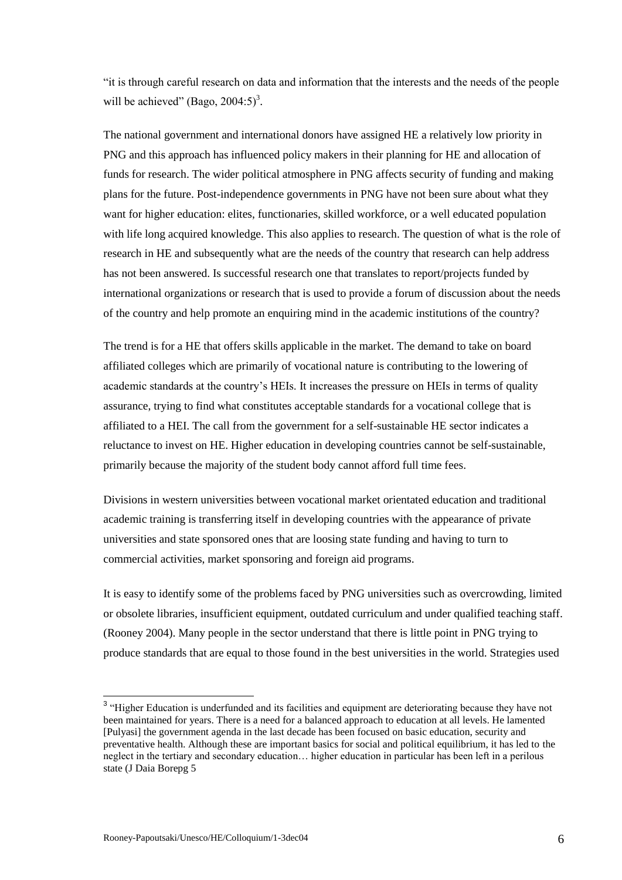"it is through careful research on data and information that the interests and the needs of the people will be achieved" (Bago, 2004:5)[3].

The national government and international donors have assigned HE a relatively low priority in PNG and this approach has influenced policy makers in their planning for HE and allocation of funds for research. The wider political atmosphere in PNG affects security of funding and making plans for the future. Post-independence governments in PNG have not been sure about what they want for higher education: elites, functionaries, skilled workforce, or a well educated population with life long acquired knowledge. This also applies to research. The question of what is the role of research in HE and subsequently what are the needs of the country that research can help address has not been answered. Is successful research one that translates to report/projects funded by international organizations or research that is used to provide a forum of discussion about the needs of the country and help promote an enquiring mind in the academic institutions of the country?

The trend is for a HE that offers skills applicable in the market. The demand to take on board affiliated colleges which are primarily of vocational nature is contributing to the lowering of academic standards at the country's HEIs. It increases the pressure on HEIs in terms of quality assurance, trying to find what constitutes acceptable standards for a vocational college that is affiliated to a HEI. The call from the government for a self-sustainable HE sector indicates a reluctance to invest on HE. Higher education in developing countries cannot be self-sustainable, primarily because the majority of the student body cannot afford full time fees.

Divisions in western universities between vocational market orientated education and traditional academic training is transferring itself in developing countries with the appearance of private universities and state sponsored ones that are loosing state funding and having to turn to commercial activities, market sponsoring and foreign aid programs.

It is easy to identify some of the problems faced by PNG universities such as overcrowding, limited or obsolete libraries, insufficient equipment, outdated curriculum and under qualified teaching staff. (Rooney 2004). Many people in the sector understand that there is little point in PNG trying to produce standards that are equal to those found in the best universities in the world. Strategies used

---

[3] "Higher Education is underfunded and its facilities and equipment are deteriorating because they have not been maintained for years. There is a need for a balanced approach to education at all levels. He lamented [Pulyasi] the government agenda in the last decade has been focused on basic education, security and preventative health. Although these are important basics for social and political equilibrium, it has led to the neglect in the tertiary and secondary education… higher education in particular has been left in a perilous state (J Daia Borepg 5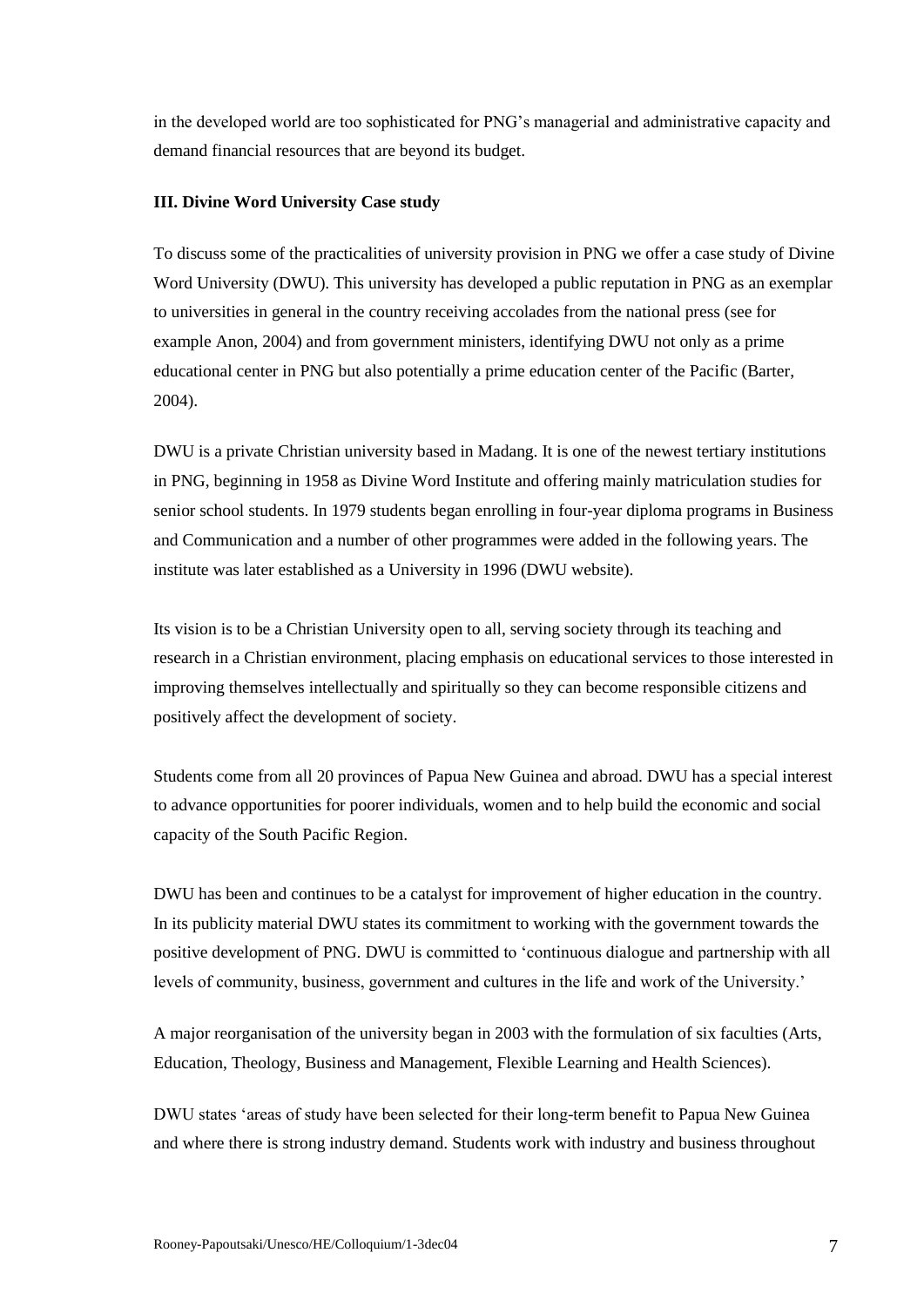in the developed world are too sophisticated for PNG's managerial and administrative capacity and demand financial resources that are beyond its budget.

### III. Divine Word University Case study

To discuss some of the practicalities of university provision in PNG we offer a case study of Divine Word University (DWU). This university has developed a public reputation in PNG as an exemplar to universities in general in the country receiving accolades from the national press (see for example Anon, 2004) and from government ministers, identifying DWU not only as a prime educational center in PNG but also potentially a prime education center of the Pacific (Barter, 2004).

DWU is a private Christian university based in Madang. It is one of the newest tertiary institutions in PNG, beginning in 1958 as Divine Word Institute and offering mainly matriculation studies for senior school students. In 1979 students began enrolling in four-year diploma programs in Business and Communication and a number of other programmes were added in the following years. The institute was later established as a University in 1996 (DWU website).

Its vision is to be a Christian University open to all, serving society through its teaching and research in a Christian environment, placing emphasis on educational services to those interested in improving themselves intellectually and spiritually so they can become responsible citizens and positively affect the development of society.

Students come from all 20 provinces of Papua New Guinea and abroad. DWU has a special interest to advance opportunities for poorer individuals, women and to help build the economic and social capacity of the South Pacific Region.

DWU has been and continues to be a catalyst for improvement of higher education in the country. In its publicity material DWU states its commitment to working with the government towards the positive development of PNG. DWU is committed to 'continuous dialogue and partnership with all levels of community, business, government and cultures in the life and work of the University.'

A major reorganisation of the university began in 2003 with the formulation of six faculties (Arts, Education, Theology, Business and Management, Flexible Learning and Health Sciences).

DWU states 'areas of study have been selected for their long-term benefit to Papua New Guinea and where there is strong industry demand. Students work with industry and business throughout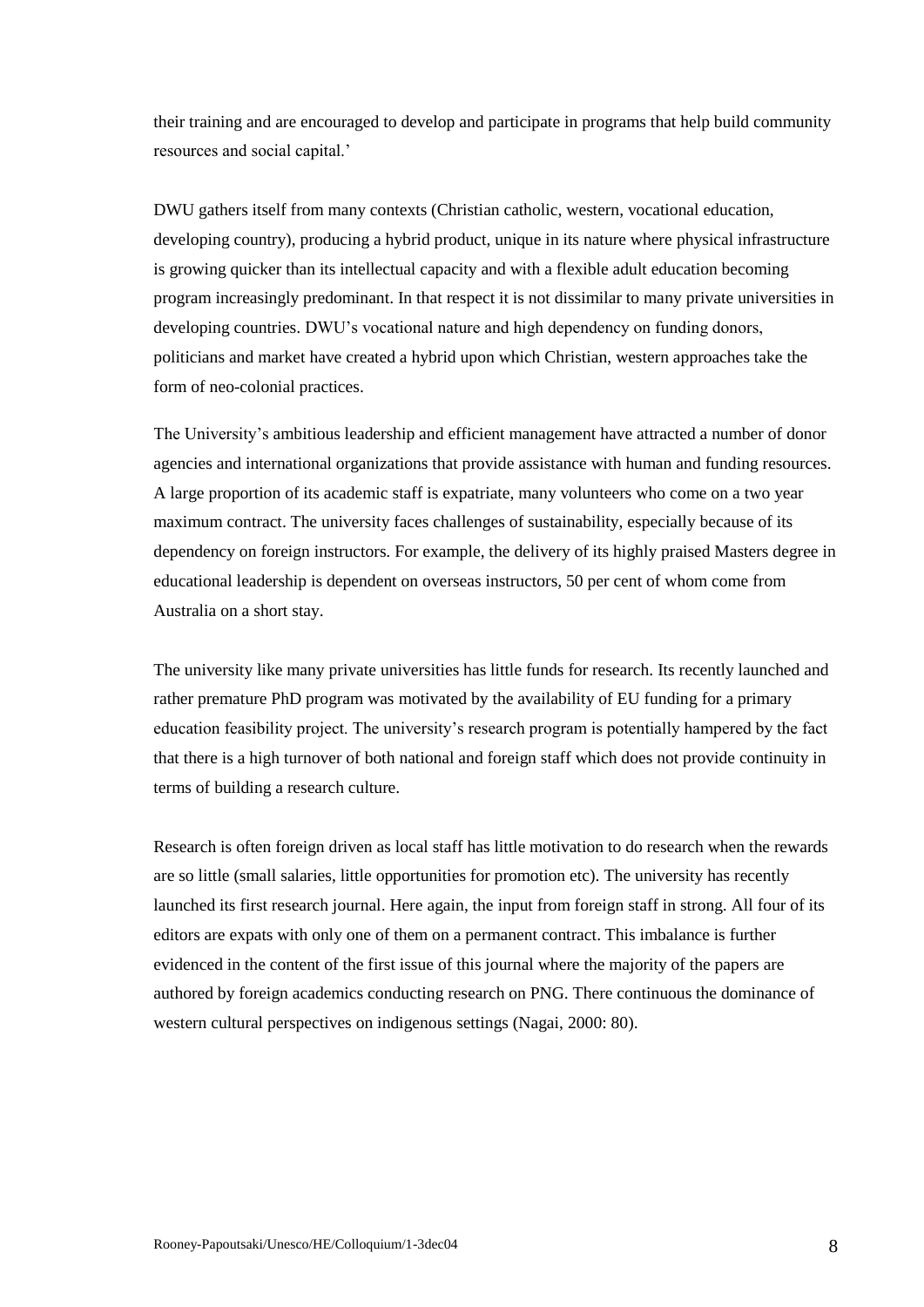their training and are encouraged to develop and participate in programs that help build community resources and social capital.'

DWU gathers itself from many contexts (Christian catholic, western, vocational education, developing country), producing a hybrid product, unique in its nature where physical infrastructure is growing quicker than its intellectual capacity and with a flexible adult education becoming program increasingly predominant. In that respect it is not dissimilar to many private universities in developing countries. DWU's vocational nature and high dependency on funding donors, politicians and market have created a hybrid upon which Christian, western approaches take the form of neo-colonial practices.

The University's ambitious leadership and efficient management have attracted a number of donor agencies and international organizations that provide assistance with human and funding resources. A large proportion of its academic staff is expatriate, many volunteers who come on a two year maximum contract. The university faces challenges of sustainability, especially because of its dependency on foreign instructors. For example, the delivery of its highly praised Masters degree in educational leadership is dependent on overseas instructors, 50 per cent of whom come from Australia on a short stay.

The university like many private universities has little funds for research. Its recently launched and rather premature PhD program was motivated by the availability of EU funding for a primary education feasibility project. The university's research program is potentially hampered by the fact that there is a high turnover of both national and foreign staff which does not provide continuity in terms of building a research culture.

Research is often foreign driven as local staff has little motivation to do research when the rewards are so little (small salaries, little opportunities for promotion etc). The university has recently launched its first research journal. Here again, the input from foreign staff in strong. All four of its editors are expats with only one of them on a permanent contract. This imbalance is further evidenced in the content of the first issue of this journal where the majority of the papers are authored by foreign academics conducting research on PNG. There continuous the dominance of western cultural perspectives on indigenous settings (Nagai, 2000: 80).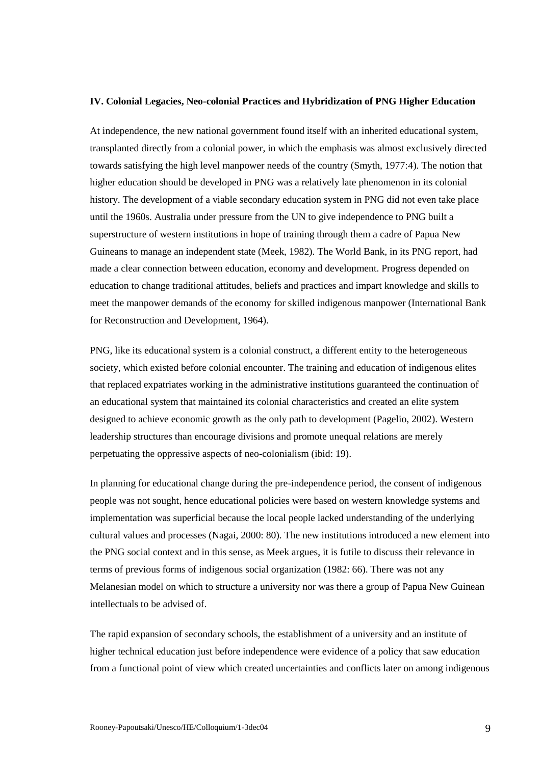**IV. Colonial Legacies, Neo-colonial Practices and Hybridization of PNG Higher Education**

At independence, the new national government found itself with an inherited educational system, transplanted directly from a colonial power, in which the emphasis was almost exclusively directed towards satisfying the high level manpower needs of the country (Smyth, 1977:4). The notion that higher education should be developed in PNG was a relatively late phenomenon in its colonial history. The development of a viable secondary education system in PNG did not even take place until the 1960s. Australia under pressure from the UN to give independence to PNG built a superstructure of western institutions in hope of training through them a cadre of Papua New Guineans to manage an independent state (Meek, 1982). The World Bank, in its PNG report, had made a clear connection between education, economy and development. Progress depended on education to change traditional attitudes, beliefs and practices and impart knowledge and skills to meet the manpower demands of the economy for skilled indigenous manpower (International Bank for Reconstruction and Development, 1964).

PNG, like its educational system is a colonial construct, a different entity to the heterogeneous society, which existed before colonial encounter. The training and education of indigenous elites that replaced expatriates working in the administrative institutions guaranteed the continuation of an educational system that maintained its colonial characteristics and created an elite system designed to achieve economic growth as the only path to development (Pagelio, 2002). Western leadership structures than encourage divisions and promote unequal relations are merely perpetuating the oppressive aspects of neo-colonialism (ibid: 19).

In planning for educational change during the pre-independence period, the consent of indigenous people was not sought, hence educational policies were based on western knowledge systems and implementation was superficial because the local people lacked understanding of the underlying cultural values and processes (Nagai, 2000: 80). The new institutions introduced a new element into the PNG social context and in this sense, as Meek argues, it is futile to discuss their relevance in terms of previous forms of indigenous social organization (1982: 66). There was not any Melanesian model on which to structure a university nor was there a group of Papua New Guinean intellectuals to be advised of.

The rapid expansion of secondary schools, the establishment of a university and an institute of higher technical education just before independence were evidence of a policy that saw education from a functional point of view which created uncertainties and conflicts later on among indigenous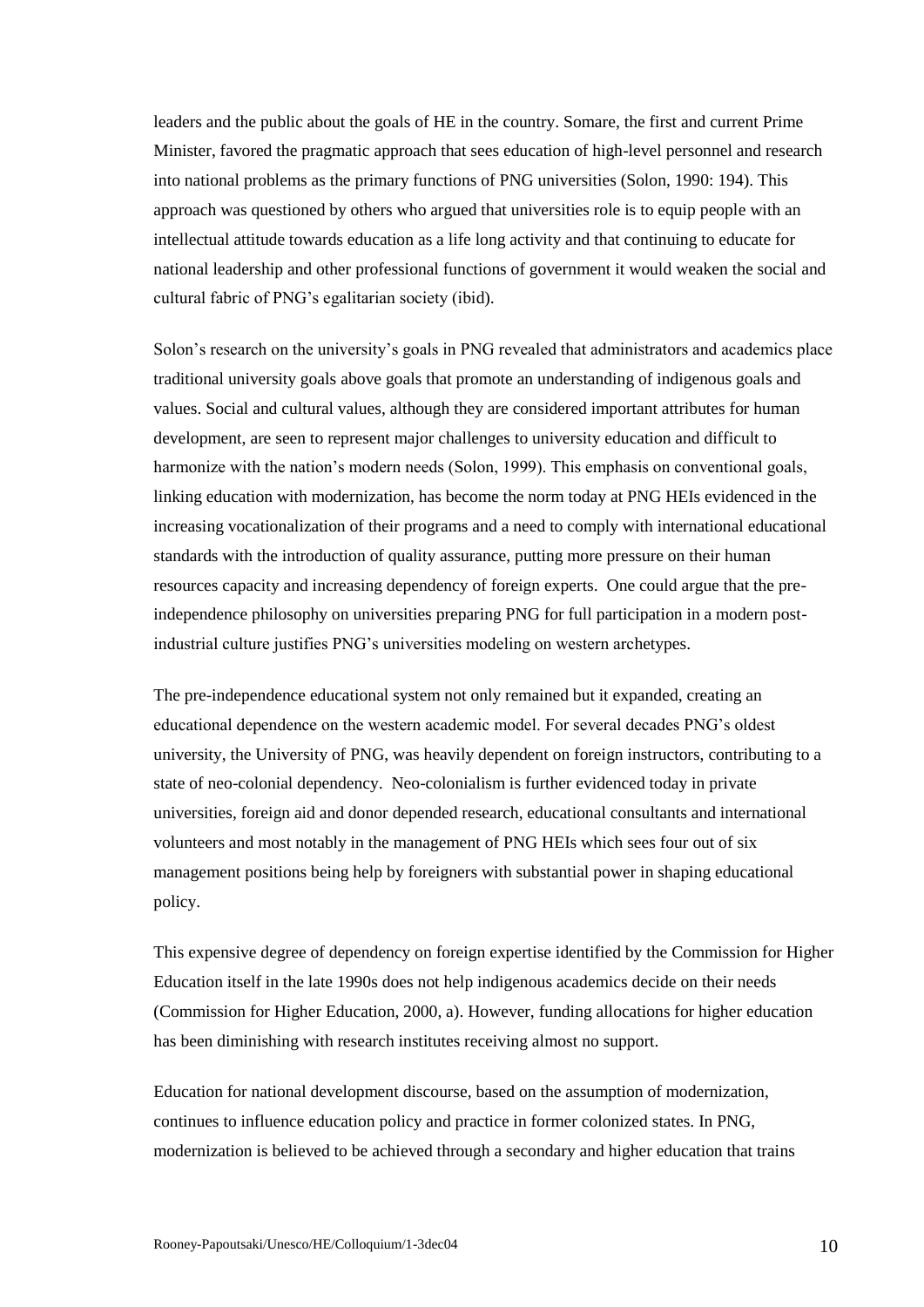leaders and the public about the goals of HE in the country. Somare, the first and current Prime Minister, favored the pragmatic approach that sees education of high-level personnel and research into national problems as the primary functions of PNG universities (Solon, 1990: 194). This approach was questioned by others who argued that universities role is to equip people with an intellectual attitude towards education as a life long activity and that continuing to educate for national leadership and other professional functions of government it would weaken the social and cultural fabric of PNG's egalitarian society (ibid).

Solon's research on the university's goals in PNG revealed that administrators and academics place traditional university goals above goals that promote an understanding of indigenous goals and values. Social and cultural values, although they are considered important attributes for human development, are seen to represent major challenges to university education and difficult to harmonize with the nation's modern needs (Solon, 1999). This emphasis on conventional goals, linking education with modernization, has become the norm today at PNG HEIs evidenced in the increasing vocationalization of their programs and a need to comply with international educational standards with the introduction of quality assurance, putting more pressure on their human resources capacity and increasing dependency of foreign experts. One could argue that the pre-independence philosophy on universities preparing PNG for full participation in a modern post-industrial culture justifies PNG's universities modeling on western archetypes.

The pre-independence educational system not only remained but it expanded, creating an educational dependence on the western academic model. For several decades PNG's oldest university, the University of PNG, was heavily dependent on foreign instructors, contributing to a state of neo-colonial dependency. Neo-colonialism is further evidenced today in private universities, foreign aid and donor depended research, educational consultants and international volunteers and most notably in the management of PNG HEIs which sees four out of six management positions being help by foreigners with substantial power in shaping educational policy.

This expensive degree of dependency on foreign expertise identified by the Commission for Higher Education itself in the late 1990s does not help indigenous academics decide on their needs (Commission for Higher Education, 2000, a). However, funding allocations for higher education has been diminishing with research institutes receiving almost no support.

Education for national development discourse, based on the assumption of modernization, continues to influence education policy and practice in former colonized states. In PNG, modernization is believed to be achieved through a secondary and higher education that trains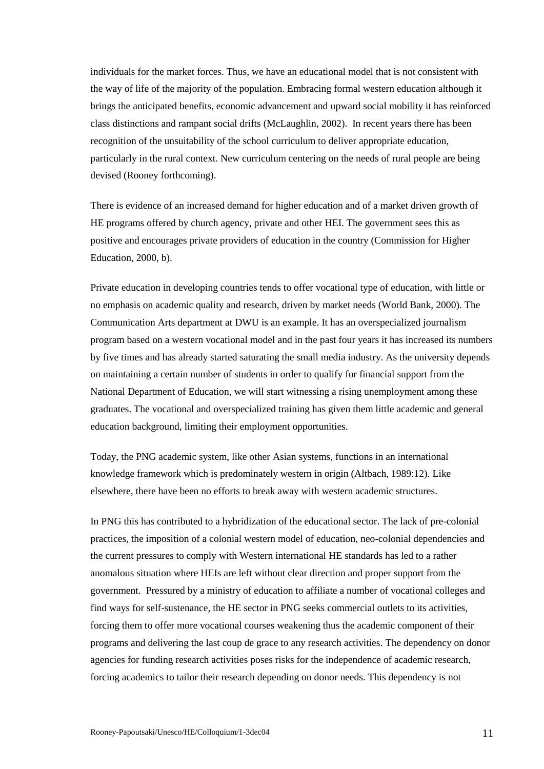individuals for the market forces. Thus, we have an educational model that is not consistent with the way of life of the majority of the population. Embracing formal western education although it brings the anticipated benefits, economic advancement and upward social mobility it has reinforced class distinctions and rampant social drifts (McLaughlin, 2002). In recent years there has been recognition of the unsuitability of the school curriculum to deliver appropriate education, particularly in the rural context. New curriculum centering on the needs of rural people are being devised (Rooney forthcoming).

There is evidence of an increased demand for higher education and of a market driven growth of HE programs offered by church agency, private and other HEI. The government sees this as positive and encourages private providers of education in the country (Commission for Higher Education, 2000, b).

Private education in developing countries tends to offer vocational type of education, with little or no emphasis on academic quality and research, driven by market needs (World Bank, 2000). The Communication Arts department at DWU is an example. It has an overspecialized journalism program based on a western vocational model and in the past four years it has increased its numbers by five times and has already started saturating the small media industry. As the university depends on maintaining a certain number of students in order to qualify for financial support from the National Department of Education, we will start witnessing a rising unemployment among these graduates. The vocational and overspecialized training has given them little academic and general education background, limiting their employment opportunities.

Today, the PNG academic system, like other Asian systems, functions in an international knowledge framework which is predominately western in origin (Altbach, 1989:12). Like elsewhere, there have been no efforts to break away with western academic structures.

In PNG this has contributed to a hybridization of the educational sector. The lack of pre-colonial practices, the imposition of a colonial western model of education, neo-colonial dependencies and the current pressures to comply with Western international HE standards has led to a rather anomalous situation where HEIs are left without clear direction and proper support from the government. Pressured by a ministry of education to affiliate a number of vocational colleges and find ways for self-sustenance, the HE sector in PNG seeks commercial outlets to its activities, forcing them to offer more vocational courses weakening thus the academic component of their programs and delivering the last coup de grace to any research activities. The dependency on donor agencies for funding research activities poses risks for the independence of academic research, forcing academics to tailor their research depending on donor needs. This dependency is not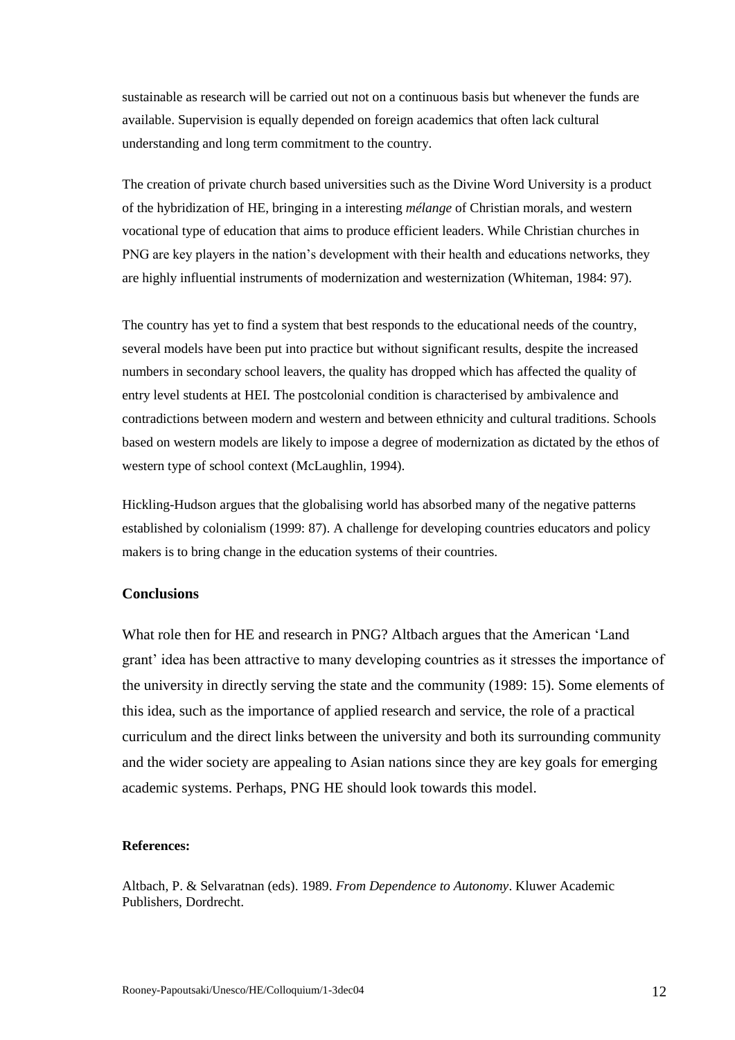sustainable as research will be carried out not on a continuous basis but whenever the funds are available. Supervision is equally depended on foreign academics that often lack cultural understanding and long term commitment to the country.

The creation of private church based universities such as the Divine Word University is a product of the hybridization of HE, bringing in a interesting *mélange* of Christian morals, and western vocational type of education that aims to produce efficient leaders. While Christian churches in PNG are key players in the nation's development with their health and educations networks, they are highly influential instruments of modernization and westernization (Whiteman, 1984: 97).

The country has yet to find a system that best responds to the educational needs of the country, several models have been put into practice but without significant results, despite the increased numbers in secondary school leavers, the quality has dropped which has affected the quality of entry level students at HEI. The postcolonial condition is characterised by ambivalence and contradictions between modern and western and between ethnicity and cultural traditions. Schools based on western models are likely to impose a degree of modernization as dictated by the ethos of western type of school context (McLaughlin, 1994).

Hickling-Hudson argues that the globalising world has absorbed many of the negative patterns established by colonialism (1999: 87). A challenge for developing countries educators and policy makers is to bring change in the education systems of their countries.

### Conclusions

What role then for HE and research in PNG? Altbach argues that the American 'Land grant' idea has been attractive to many developing countries as it stresses the importance of the university in directly serving the state and the community (1989: 15). Some elements of this idea, such as the importance of applied research and service, the role of a practical curriculum and the direct links between the university and both its surrounding community and the wider society are appealing to Asian nations since they are key goals for emerging academic systems. Perhaps, PNG HE should look towards this model.

#### References:

Altbach, P. & Selvaratnan (eds). 1989. *From Dependence to Autonomy*. Kluwer Academic Publishers, Dordrecht.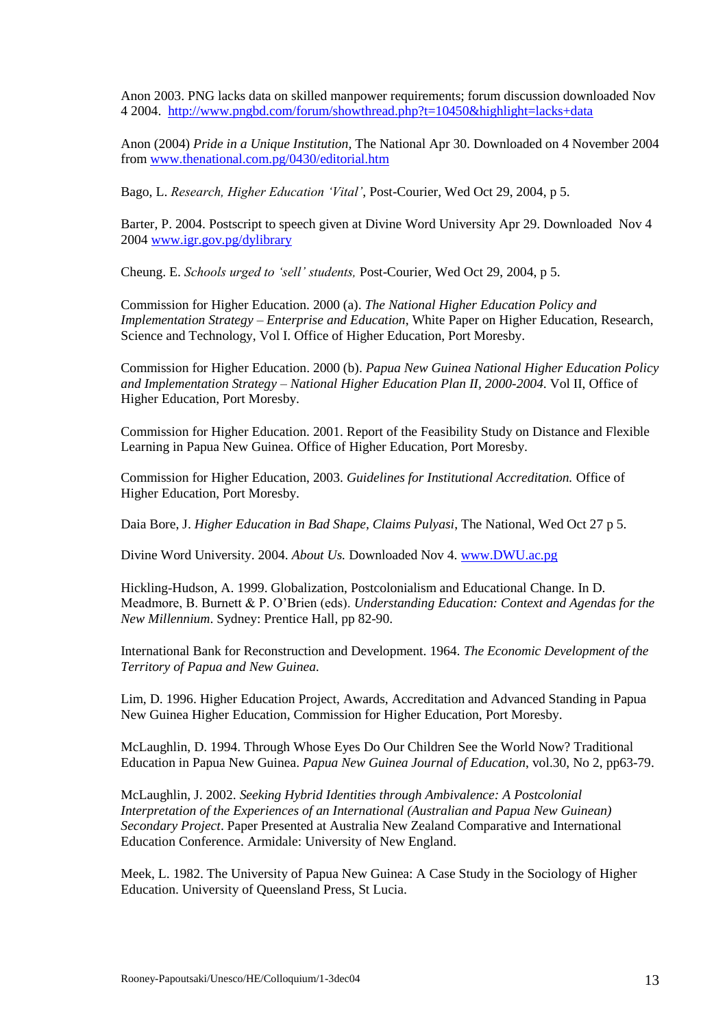Anon 2003. PNG lacks data on skilled manpower requirements; forum discussion downloaded Nov 4 2004. http://www.pngbd.com/forum/showthread.php?t=10450&highlight=lacks+data

Anon (2004) *Pride in a Unique Institution,* The National Apr 30. Downloaded on 4 November 2004 from www.thenational.com.pg/0430/editorial.htm

Bago, L. *Research, Higher Education 'Vital'*, Post-Courier, Wed Oct 29, 2004, p 5.

Barter, P. 2004. Postscript to speech given at Divine Word University Apr 29. Downloaded Nov 4 2004 www.igr.gov.pg/dylibrary

Cheung. E. *Schools urged to 'sell' students,* Post-Courier, Wed Oct 29, 2004, p 5.

Commission for Higher Education. 2000 (a). *The National Higher Education Policy and Implementation Strategy – Enterprise and Education*, White Paper on Higher Education, Research, Science and Technology, Vol I. Office of Higher Education, Port Moresby.

Commission for Higher Education. 2000 (b). *Papua New Guinea National Higher Education Policy and Implementation Strategy – National Higher Education Plan II, 2000-2004.* Vol II, Office of Higher Education, Port Moresby.

Commission for Higher Education. 2001. Report of the Feasibility Study on Distance and Flexible Learning in Papua New Guinea. Office of Higher Education, Port Moresby.

Commission for Higher Education, 2003. *Guidelines for Institutional Accreditation.* Office of Higher Education, Port Moresby.

Daia Bore, J. *Higher Education in Bad Shape, Claims Pulyasi*, The National, Wed Oct 27 p 5.

Divine Word University. 2004. *About Us.* Downloaded Nov 4. www.DWU.ac.pg

Hickling-Hudson, A. 1999. Globalization, Postcolonialism and Educational Change. In D. Meadmore, B. Burnett & P. O'Brien (eds). *Understanding Education: Context and Agendas for the New Millennium*. Sydney: Prentice Hall, pp 82-90.

International Bank for Reconstruction and Development. 1964. *The Economic Development of the Territory of Papua and New Guinea.*

Lim, D. 1996. Higher Education Project, Awards, Accreditation and Advanced Standing in Papua New Guinea Higher Education, Commission for Higher Education, Port Moresby.

McLaughlin, D. 1994. Through Whose Eyes Do Our Children See the World Now? Traditional Education in Papua New Guinea. *Papua New Guinea Journal of Education*, vol.30, No 2, pp63-79.

McLaughlin, J. 2002. *Seeking Hybrid Identities through Ambivalence: A Postcolonial Interpretation of the Experiences of an International (Australian and Papua New Guinean) Secondary Project*. Paper Presented at Australia New Zealand Comparative and International Education Conference. Armidale: University of New England.

Meek, L. 1982. The University of Papua New Guinea: A Case Study in the Sociology of Higher Education. University of Queensland Press, St Lucia.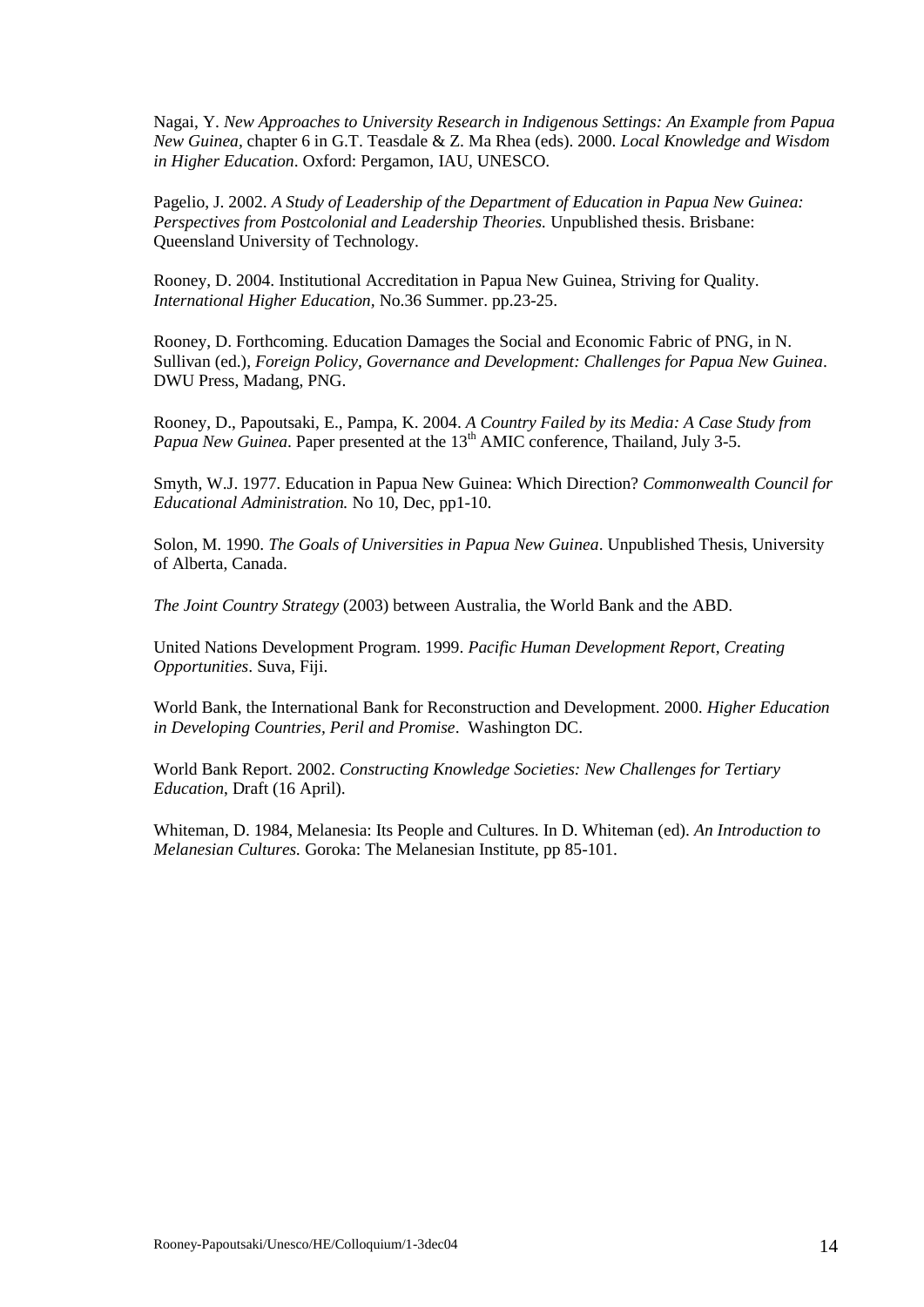Nagai, Y. *New Approaches to University Research in Indigenous Settings: An Example from Papua New Guinea*, chapter 6 in G.T. Teasdale & Z. Ma Rhea (eds). 2000. *Local Knowledge and Wisdom in Higher Education*. Oxford: Pergamon, IAU, UNESCO.

Pagelio, J. 2002. *A Study of Leadership of the Department of Education in Papua New Guinea: Perspectives from Postcolonial and Leadership Theories.* Unpublished thesis. Brisbane: Queensland University of Technology.

Rooney, D. 2004. Institutional Accreditation in Papua New Guinea, Striving for Quality. *International Higher Education*, No.36 Summer. pp.23-25.

Rooney, D. Forthcoming. Education Damages the Social and Economic Fabric of PNG, in N. Sullivan (ed.), *Foreign Policy, Governance and Development: Challenges for Papua New Guinea*. DWU Press, Madang, PNG.

Rooney, D., Papoutsaki, E., Pampa, K. 2004. *A Country Failed by its Media: A Case Study from Papua New Guinea*. Paper presented at the 13th AMIC conference, Thailand, July 3-5.

Smyth, W.J. 1977. Education in Papua New Guinea: Which Direction? *Commonwealth Council for Educational Administration.* No 10, Dec, pp1-10.

Solon, M. 1990. *The Goals of Universities in Papua New Guinea*. Unpublished Thesis, University of Alberta, Canada.

*The Joint Country Strategy* (2003) between Australia, the World Bank and the ABD.

United Nations Development Program. 1999. *Pacific Human Development Report, Creating Opportunities*. Suva, Fiji.

World Bank, the International Bank for Reconstruction and Development. 2000. *Higher Education in Developing Countries, Peril and Promise*. Washington DC.

World Bank Report. 2002. *Constructing Knowledge Societies: New Challenges for Tertiary Education*, Draft (16 April).

Whiteman, D. 1984, Melanesia: Its People and Cultures. In D. Whiteman (ed). *An Introduction to Melanesian Cultures.* Goroka: The Melanesian Institute, pp 85-101.